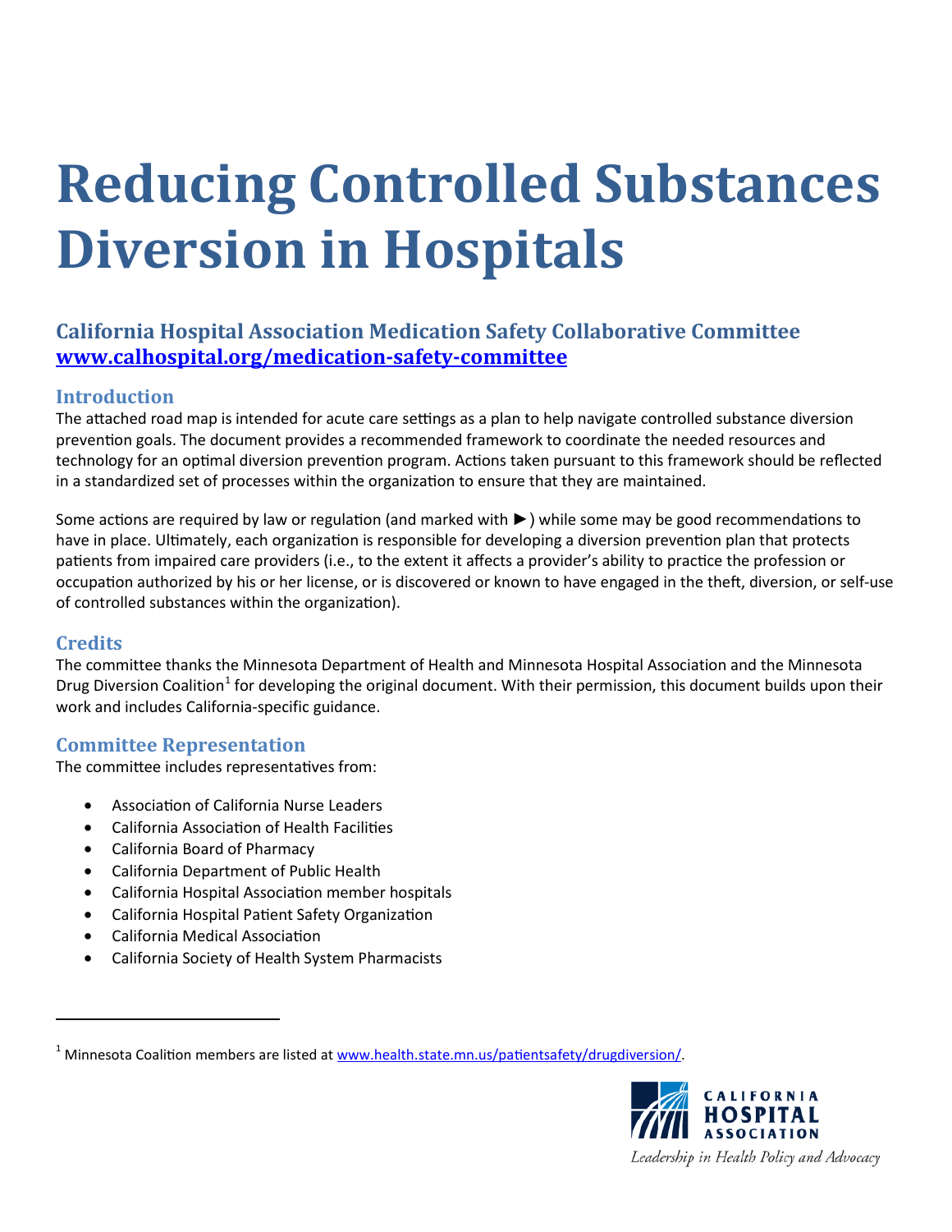# Reducing Controlled Substances Diversion in Hospitals

## California Hospital Association Medication Safety Collaborative Committee
## www.calhospital.org/medication-safety-committee

### Introduction

The attached road map is intended for acute care settings as a plan to help navigate controlled substance diversion prevention goals. The document provides a recommended framework to coordinate the needed resources and technology for an optimal diversion prevention program. Actions taken pursuant to this framework should be reflected in a standardized set of processes within the organization to ensure that they are maintained.

Some actions are required by law or regulation (and marked with ►) while some may be good recommendations to have in place. Ultimately, each organization is responsible for developing a diversion prevention plan that protects patients from impaired care providers (i.e., to the extent it affects a provider's ability to practice the profession or occupation authorized by his or her license, or is discovered or known to have engaged in the theft, diversion, or self-use of controlled substances within the organization).

### Credits

The committee thanks the Minnesota Department of Health and Minnesota Hospital Association and the Minnesota Drug Diversion Coalition[1] for developing the original document. With their permission, this document builds upon their work and includes California-specific guidance.

### Committee Representation

The committee includes representatives from:

- Association of California Nurse Leaders
- California Association of Health Facilities
- California Board of Pharmacy
- California Department of Public Health
- California Hospital Association member hospitals
- California Hospital Patient Safety Organization
- California Medical Association
- California Society of Health System Pharmacists

[1] Minnesota Coalition members are listed at www.health.state.mn.us/patientsafety/drugdiversion/.

CALIFORNIA HOSPITAL ASSOCIATION
*Leadership in Health Policy and Advocacy*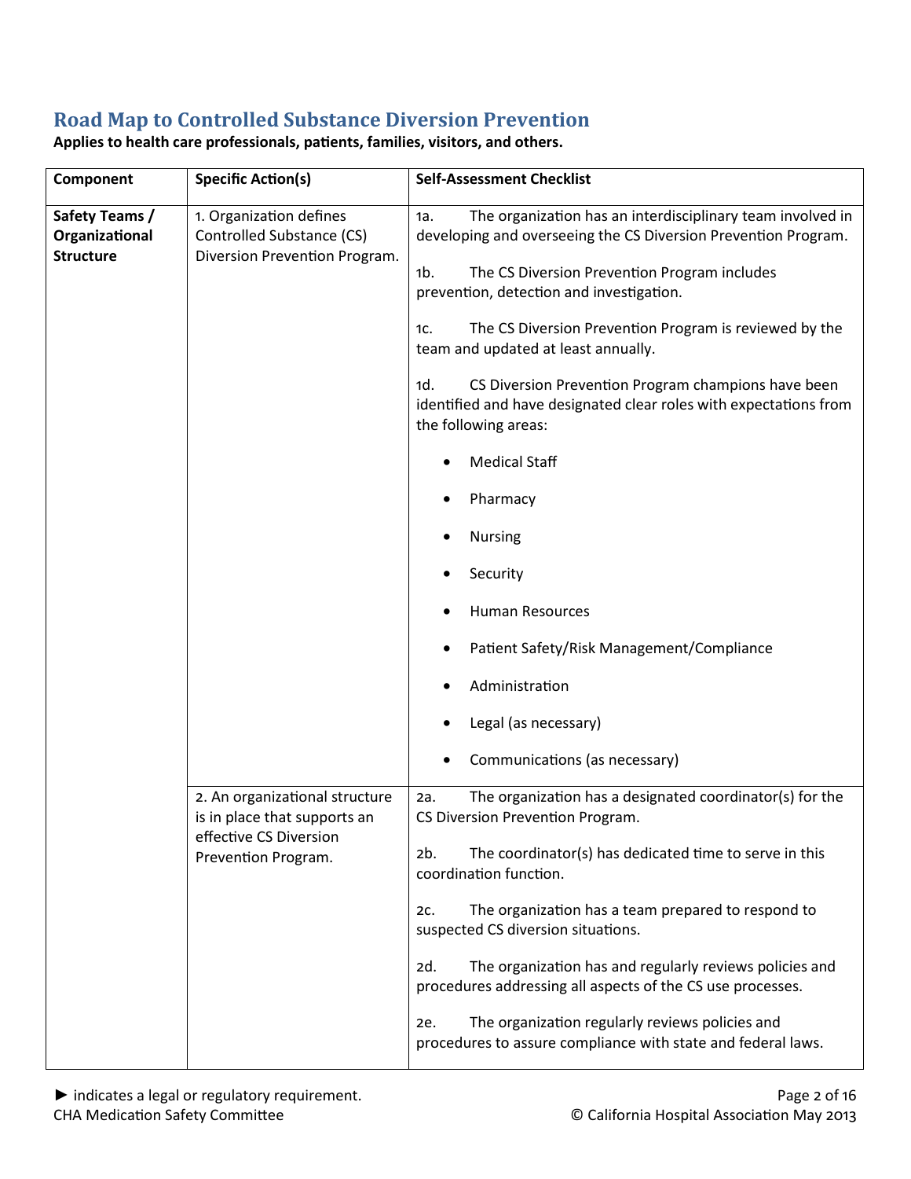## Road Map to Controlled Substance Diversion Prevention

**Applies to health care professionals, patients, families, visitors, and others.**

| Component | Specific Action(s) | Self-Assessment Checklist |
|---|---|---|
| **Safety Teams / Organizational Structure** | 1. Organization defines Controlled Substance (CS) Diversion Prevention Program. | 1a. The organization has an interdisciplinary team involved in developing and overseeing the CS Diversion Prevention Program.<br><br>1b. The CS Diversion Prevention Program includes prevention, detection and investigation.<br><br>1c. The CS Diversion Prevention Program is reviewed by the team and updated at least annually.<br><br>1d. CS Diversion Prevention Program champions have been identified and have designated clear roles with expectations from the following areas:<br>• Medical Staff<br>• Pharmacy<br>• Nursing<br>• Security<br>• Human Resources<br>• Patient Safety/Risk Management/Compliance<br>• Administration<br>• Legal (as necessary)<br>• Communications (as necessary) |
| | 2. An organizational structure is in place that supports an effective CS Diversion Prevention Program. | 2a. The organization has a designated coordinator(s) for the CS Diversion Prevention Program.<br><br>2b. The coordinator(s) has dedicated time to serve in this coordination function.<br><br>2c. The organization has a team prepared to respond to suspected CS diversion situations.<br><br>2d. The organization has and regularly reviews policies and procedures addressing all aspects of the CS use processes.<br><br>2e. The organization regularly reviews policies and procedures to assure compliance with state and federal laws. |

► indicates a legal or regulatory requirement.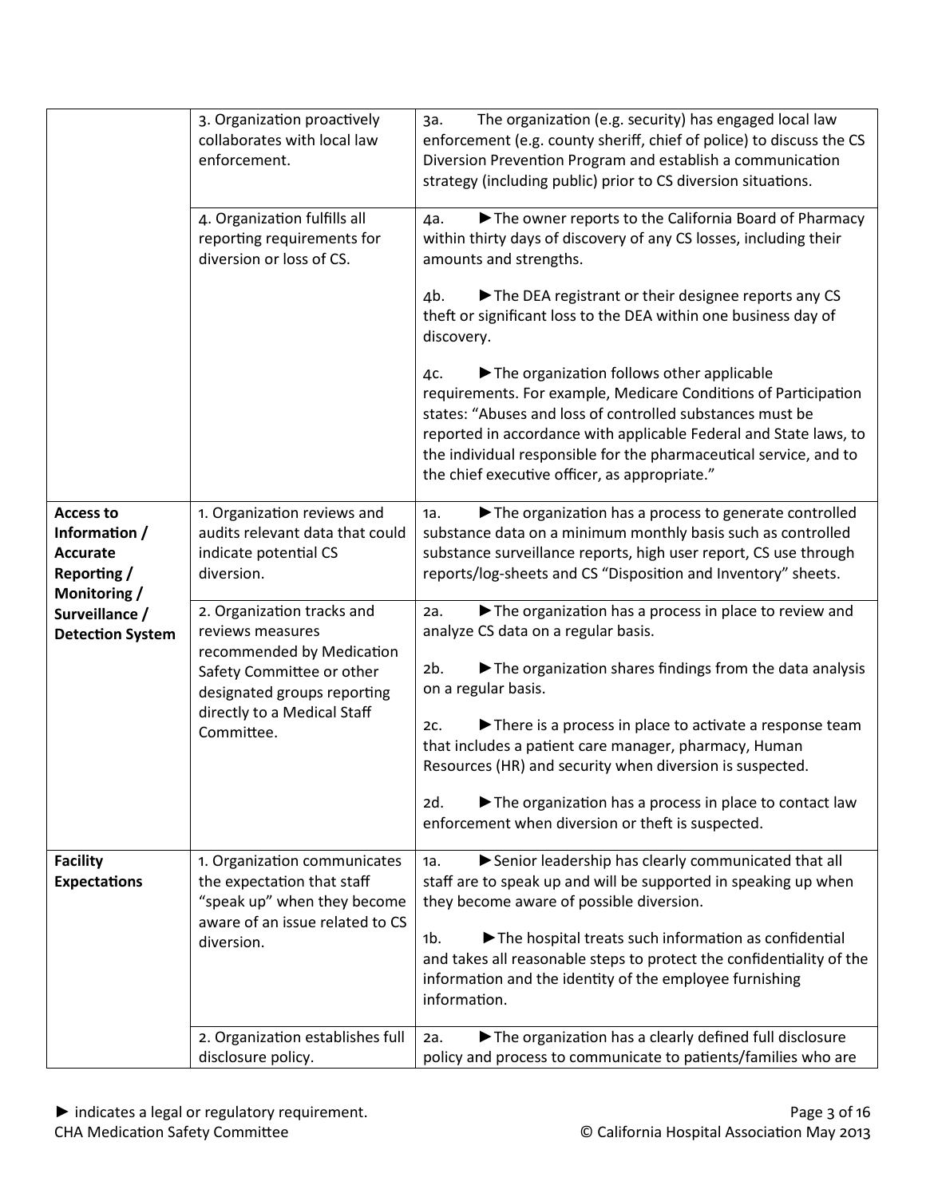| | | |
|---|---|---|
| | 3. Organization proactively collaborates with local law enforcement. | 3a. The organization (e.g. security) has engaged local law enforcement (e.g. county sheriff, chief of police) to discuss the CS Diversion Prevention Program and establish a communication strategy (including public) prior to CS diversion situations. |
| | 4. Organization fulfills all reporting requirements for diversion or loss of CS. | 4a. ►The owner reports to the California Board of Pharmacy within thirty days of discovery of any CS losses, including their amounts and strengths.<br><br>4b. ►The DEA registrant or their designee reports any CS theft or significant loss to the DEA within one business day of discovery.<br><br>4c. ►The organization follows other applicable requirements. For example, Medicare Conditions of Participation states: "Abuses and loss of controlled substances must be reported in accordance with applicable Federal and State laws, to the individual responsible for the pharmaceutical service, and to the chief executive officer, as appropriate." |
| **Access to Information / Accurate Reporting / Monitoring / Surveillance / Detection System** | 1. Organization reviews and audits relevant data that could indicate potential CS diversion. | 1a. ►The organization has a process to generate controlled substance data on a minimum monthly basis such as controlled substance surveillance reports, high user report, CS use through reports/log-sheets and CS "Disposition and Inventory" sheets. |
| | 2. Organization tracks and reviews measures recommended by Medication Safety Committee or other designated groups reporting directly to a Medical Staff Committee. | 2a. ►The organization has a process in place to review and analyze CS data on a regular basis.<br><br>2b. ►The organization shares findings from the data analysis on a regular basis.<br><br>2c. ►There is a process in place to activate a response team that includes a patient care manager, pharmacy, Human Resources (HR) and security when diversion is suspected.<br><br>2d. ►The organization has a process in place to contact law enforcement when diversion or theft is suspected. |
| **Facility Expectations** | 1. Organization communicates the expectation that staff "speak up" when they become aware of an issue related to CS diversion. | 1a. ►Senior leadership has clearly communicated that all staff are to speak up and will be supported in speaking up when they become aware of possible diversion.<br><br>1b. ►The hospital treats such information as confidential and takes all reasonable steps to protect the confidentiality of the information and the identity of the employee furnishing information. |
| | 2. Organization establishes full disclosure policy. | 2a. ►The organization has a clearly defined full disclosure policy and process to communicate to patients/families who are |

► indicates a legal or regulatory requirement.
CHA Medication Safety Committee

© California Hospital Association May 2013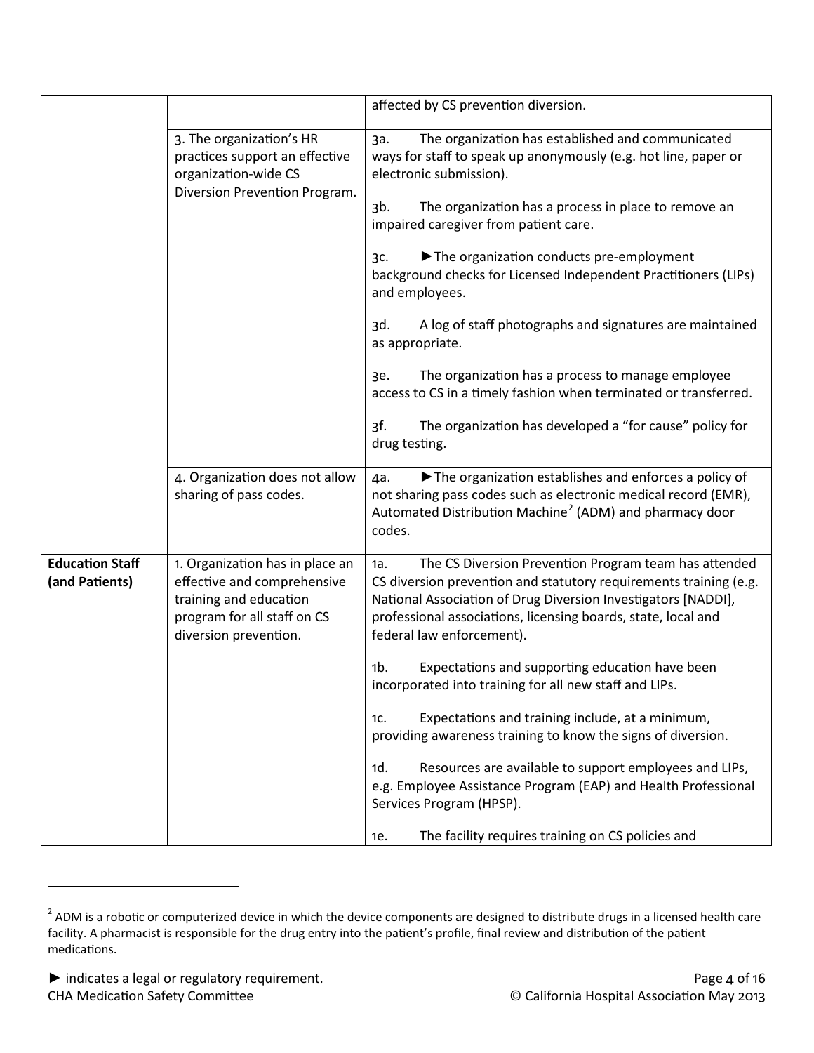| | | |
|---|---|---|
| | | affected by CS prevention diversion. |
| | 3. The organization's HR practices support an effective organization-wide CS Diversion Prevention Program. | 3a. The organization has established and communicated ways for staff to speak up anonymously (e.g. hot line, paper or electronic submission).<br><br>3b. The organization has a process in place to remove an impaired caregiver from patient care.<br><br>3c. ►The organization conducts pre-employment background checks for Licensed Independent Practitioners (LIPs) and employees.<br><br>3d. A log of staff photographs and signatures are maintained as appropriate.<br><br>3e. The organization has a process to manage employee access to CS in a timely fashion when terminated or transferred.<br><br>3f. The organization has developed a "for cause" policy for drug testing. |
| | 4. Organization does not allow sharing of pass codes. | 4a. ►The organization establishes and enforces a policy of not sharing pass codes such as electronic medical record (EMR), Automated Distribution Machine[2] (ADM) and pharmacy door codes. |
| **Education Staff (and Patients)** | 1. Organization has in place an effective and comprehensive training and education program for all staff on CS diversion prevention. | 1a. The CS Diversion Prevention Program team has attended CS diversion prevention and statutory requirements training (e.g. National Association of Drug Diversion Investigators [NADDI], professional associations, licensing boards, state, local and federal law enforcement).<br><br>1b. Expectations and supporting education have been incorporated into training for all new staff and LIPs.<br><br>1c. Expectations and training include, at a minimum, providing awareness training to know the signs of diversion.<br><br>1d. Resources are available to support employees and LIPs, e.g. Employee Assistance Program (EAP) and Health Professional Services Program (HPSP).<br><br>1e. The facility requires training on CS policies and |

[2] ADM is a robotic or computerized device in which the device components are designed to distribute drugs in a licensed health care facility. A pharmacist is responsible for the drug entry into the patient's profile, final review and distribution of the patient medications.

► indicates a legal or regulatory requirement.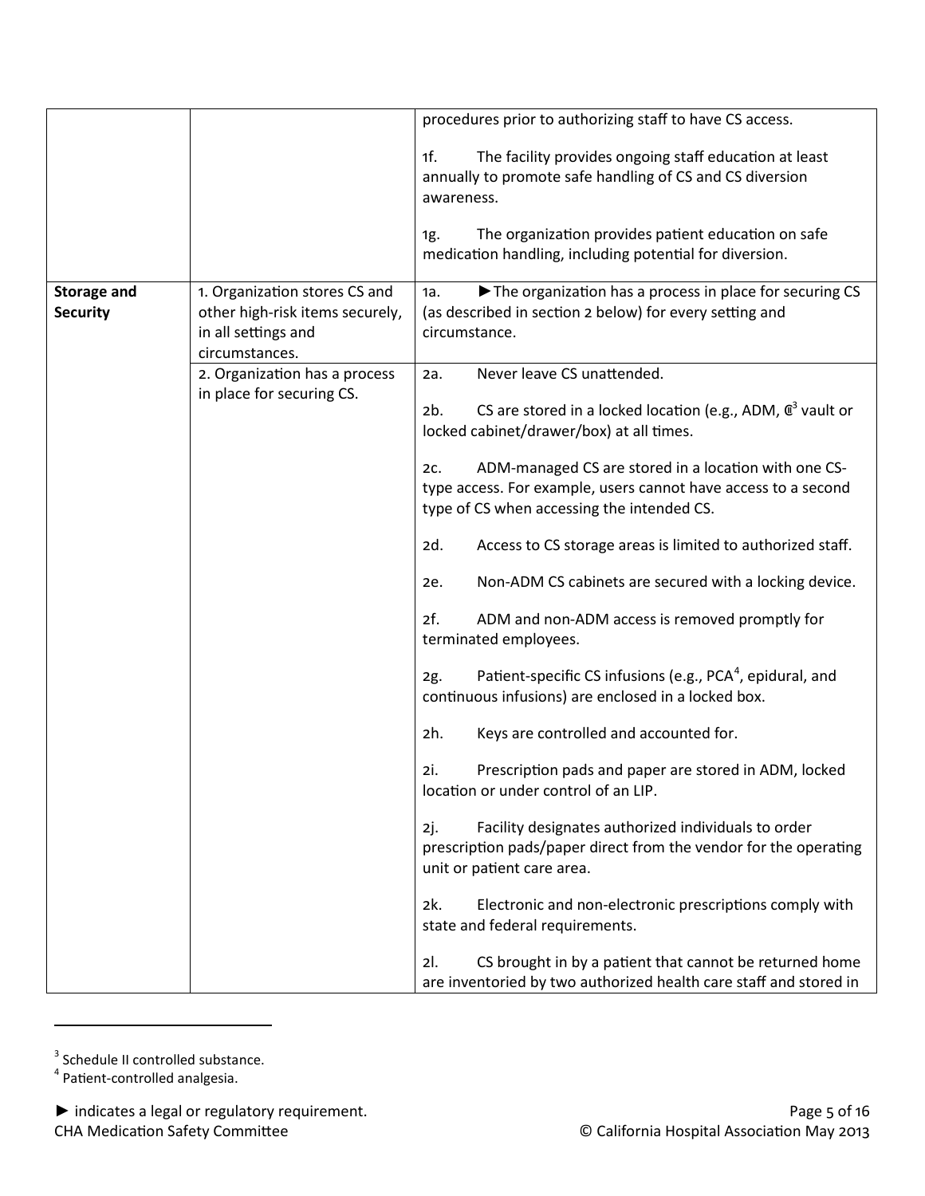| | | |
|---|---|---|
| | | procedures prior to authorizing staff to have CS access.<br><br>1f. The facility provides ongoing staff education at least annually to promote safe handling of CS and CS diversion awareness.<br><br>1g. The organization provides patient education on safe medication handling, including potential for diversion. |
| **Storage and Security** | 1. Organization stores CS and other high-risk items securely, in all settings and circumstances. | 1a. ►The organization has a process in place for securing CS (as described in section 2 below) for every setting and circumstance. |
| | 2. Organization has a process in place for securing CS. | 2a. Never leave CS unattended.<br><br>2b. CS are stored in a locked location (e.g., ADM, C-II[3] vault or locked cabinet/drawer/box) at all times.<br><br>2c. ADM-managed CS are stored in a location with one CS-type access. For example, users cannot have access to a second type of CS when accessing the intended CS.<br><br>2d. Access to CS storage areas is limited to authorized staff.<br><br>2e. Non-ADM CS cabinets are secured with a locking device.<br><br>2f. ADM and non-ADM access is removed promptly for terminated employees.<br><br>2g. Patient-specific CS infusions (e.g., PCA[4], epidural, and continuous infusions) are enclosed in a locked box.<br><br>2h. Keys are controlled and accounted for.<br><br>2i. Prescription pads and paper are stored in ADM, locked location or under control of an LIP.<br><br>2j. Facility designates authorized individuals to order prescription pads/paper direct from the vendor for the operating unit or patient care area.<br><br>2k. Electronic and non-electronic prescriptions comply with state and federal requirements.<br><br>2l. CS brought in by a patient that cannot be returned home are inventoried by two authorized health care staff and stored in |

[3] Schedule II controlled substance.
[4] Patient-controlled analgesia.

► indicates a legal or regulatory requirement.
CHA Medication Safety Committee
© California Hospital Association May 2013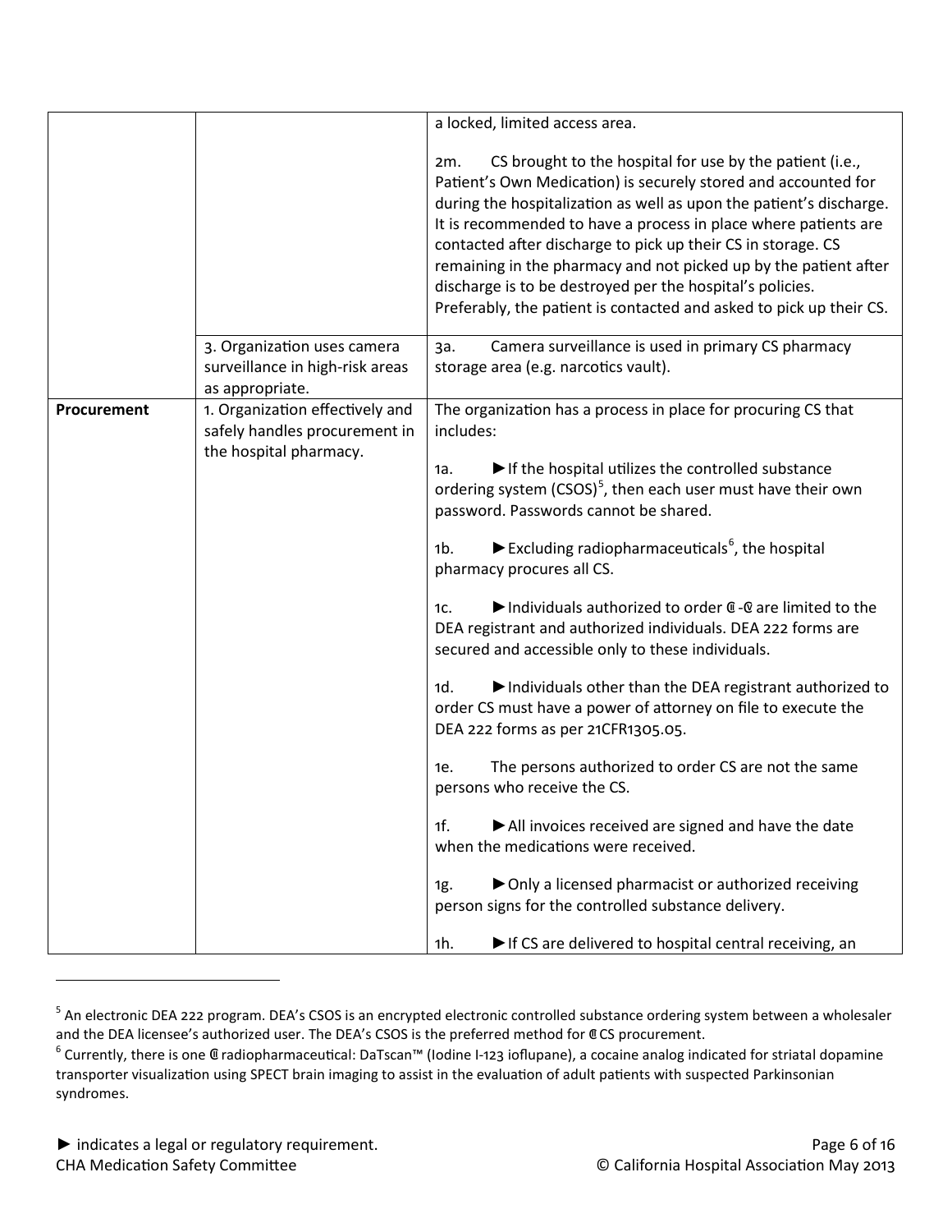| | | a locked, limited access area.<br><br>2m. CS brought to the hospital for use by the patient (i.e., Patient's Own Medication) is securely stored and accounted for during the hospitalization as well as upon the patient's discharge. It is recommended to have a process in place where patients are contacted after discharge to pick up their CS in storage. CS remaining in the pharmacy and not picked up by the patient after discharge is to be destroyed per the hospital's policies. Preferably, the patient is contacted and asked to pick up their CS. |
|---|---|---|
| | 3. Organization uses camera surveillance in high-risk areas as appropriate. | 3a. Camera surveillance is used in primary CS pharmacy storage area (e.g. narcotics vault). |
| **Procurement** | 1. Organization effectively and safely handles procurement in the hospital pharmacy. | The organization has a process in place for procuring CS that includes:<br><br>1a. ►If the hospital utilizes the controlled substance ordering system (CSOS)[5], then each user must have their own password. Passwords cannot be shared.<br><br>1b. ►Excluding radiopharmaceuticals[6], the hospital pharmacy procures all CS.<br><br>1c. ►Individuals authorized to order Ⓒ-Ⓒ are limited to the DEA registrant and authorized individuals. DEA 222 forms are secured and accessible only to these individuals.<br><br>1d. ►Individuals other than the DEA registrant authorized to order CS must have a power of attorney on file to execute the DEA 222 forms as per 21CFR1305.05.<br><br>1e. The persons authorized to order CS are not the same persons who receive the CS.<br><br>1f. ►All invoices received are signed and have the date when the medications were received.<br><br>1g. ►Only a licensed pharmacist or authorized receiving person signs for the controlled substance delivery.<br><br>1h. ►If CS are delivered to hospital central receiving, an |

[5] An electronic DEA 222 program. DEA's CSOS is an encrypted electronic controlled substance ordering system between a wholesaler and the DEA licensee's authorized user. The DEA's CSOS is the preferred method for Ⓒ CS procurement.

[6] Currently, there is one Ⓒ radiopharmaceutical: DaTscan™ (Iodine I-123 ioflupane), a cocaine analog indicated for striatal dopamine transporter visualization using SPECT brain imaging to assist in the evaluation of adult patients with suspected Parkinsonian syndromes.

► indicates a legal or regulatory requirement.
CHA Medication Safety Committee
© California Hospital Association May 2013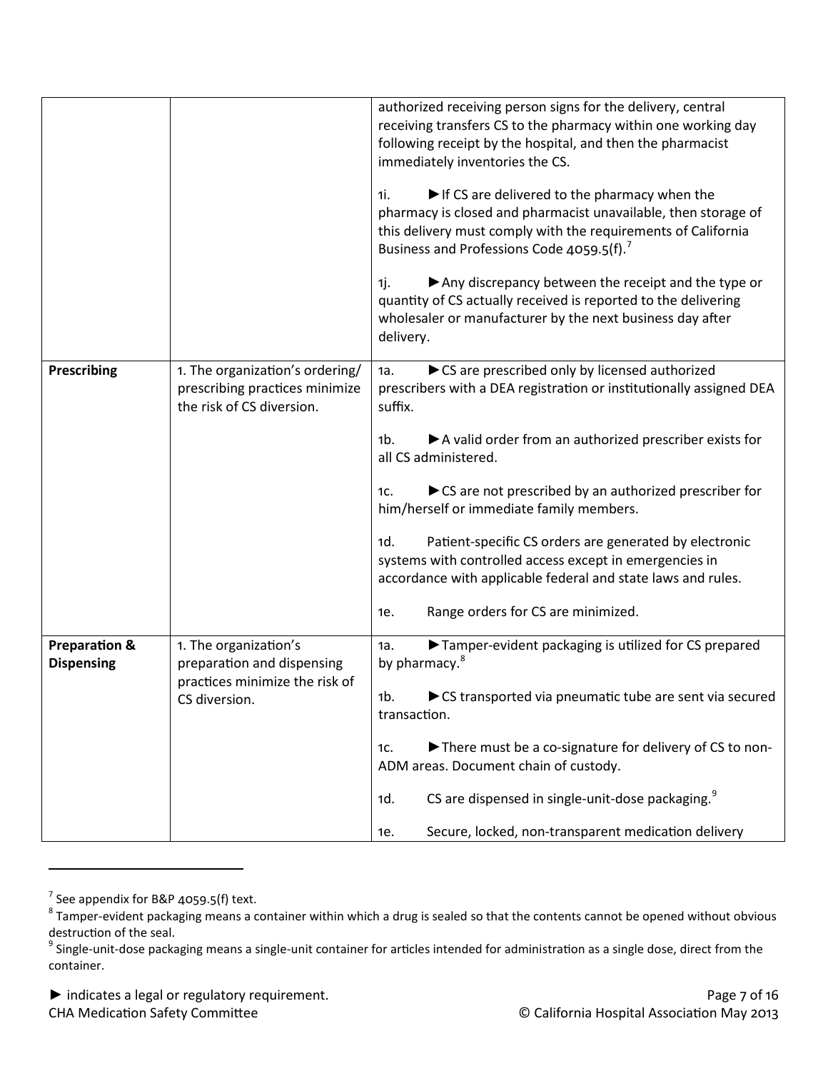| | | |
|---|---|---|
| | | authorized receiving person signs for the delivery, central receiving transfers CS to the pharmacy within one working day following receipt by the hospital, and then the pharmacist immediately inventories the CS.<br><br>1i. ►If CS are delivered to the pharmacy when the pharmacy is closed and pharmacist unavailable, then storage of this delivery must comply with the requirements of California Business and Professions Code 4059.5(f).[7]<br><br>1j. ►Any discrepancy between the receipt and the type or quantity of CS actually received is reported to the delivering wholesaler or manufacturer by the next business day after delivery. |
| **Prescribing** | 1. The organization's ordering/ prescribing practices minimize the risk of CS diversion. | 1a. ►CS are prescribed only by licensed authorized prescribers with a DEA registration or institutionally assigned DEA suffix.<br><br>1b. ►A valid order from an authorized prescriber exists for all CS administered.<br><br>1c. ►CS are not prescribed by an authorized prescriber for him/herself or immediate family members.<br><br>1d. Patient-specific CS orders are generated by electronic systems with controlled access except in emergencies in accordance with applicable federal and state laws and rules.<br><br>1e. Range orders for CS are minimized. |
| **Preparation & Dispensing** | 1. The organization's preparation and dispensing practices minimize the risk of CS diversion. | 1a. ►Tamper-evident packaging is utilized for CS prepared by pharmacy.[8]<br><br>1b. ►CS transported via pneumatic tube are sent via secured transaction.<br><br>1c. ►There must be a co-signature for delivery of CS to non-ADM areas. Document chain of custody.<br><br>1d. CS are dispensed in single-unit-dose packaging.[9]<br><br>1e. Secure, locked, non-transparent medication delivery |

[7] See appendix for B&P 4059.5(f) text.

[8] Tamper-evident packaging means a container within which a drug is sealed so that the contents cannot be opened without obvious destruction of the seal.

[9] Single-unit-dose packaging means a single-unit container for articles intended for administration as a single dose, direct from the container.

► indicates a legal or regulatory requirement.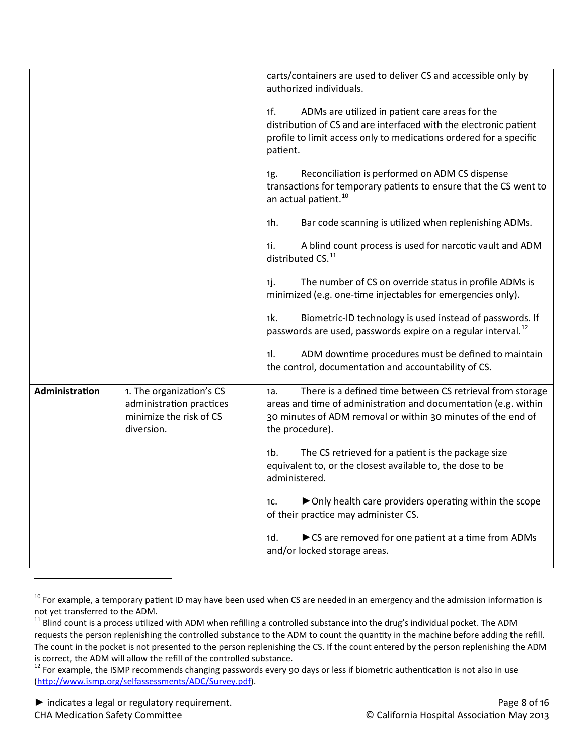|  |  |  |
|---|---|---|
|  |  | carts/containers are used to deliver CS and accessible only by authorized individuals.<br><br>1f. ADMs are utilized in patient care areas for the distribution of CS and are interfaced with the electronic patient profile to limit access only to medications ordered for a specific patient.<br><br>1g. Reconciliation is performed on ADM CS dispense transactions for temporary patients to ensure that the CS went to an actual patient.[10]<br><br>1h. Bar code scanning is utilized when replenishing ADMs.<br><br>1i. A blind count process is used for narcotic vault and ADM distributed CS.[11]<br><br>1j. The number of CS on override status in profile ADMs is minimized (e.g. one-time injectables for emergencies only).<br><br>1k. Biometric-ID technology is used instead of passwords. If passwords are used, passwords expire on a regular interval.[12]<br><br>1l. ADM downtime procedures must be defined to maintain the control, documentation and accountability of CS. |
| **Administration** | 1. The organization's CS administration practices minimize the risk of CS diversion. | 1a. There is a defined time between CS retrieval from storage areas and time of administration and documentation (e.g. within 30 minutes of ADM removal or within 30 minutes of the end of the procedure).<br><br>1b. The CS retrieved for a patient is the package size equivalent to, or the closest available to, the dose to be administered.<br><br>1c. ►Only health care providers operating within the scope of their practice may administer CS.<br><br>1d. ►CS are removed for one patient at a time from ADMs and/or locked storage areas. |

[10] For example, a temporary patient ID may have been used when CS are needed in an emergency and the admission information is not yet transferred to the ADM.

[11] Blind count is a process utilized with ADM when refilling a controlled substance into the drug's individual pocket. The ADM requests the person replenishing the controlled substance to the ADM to count the quantity in the machine before adding the refill. The count in the pocket is not presented to the person replenishing the CS. If the count entered by the person replenishing the ADM is correct, the ADM will allow the refill of the controlled substance.

[12] For example, the ISMP recommends changing passwords every 90 days or less if biometric authentication is not also in use (http://www.ismp.org/selfassessments/ADC/Survey.pdf).

► indicates a legal or regulatory requirement.
CHA Medication Safety Committee

© California Hospital Association May 2013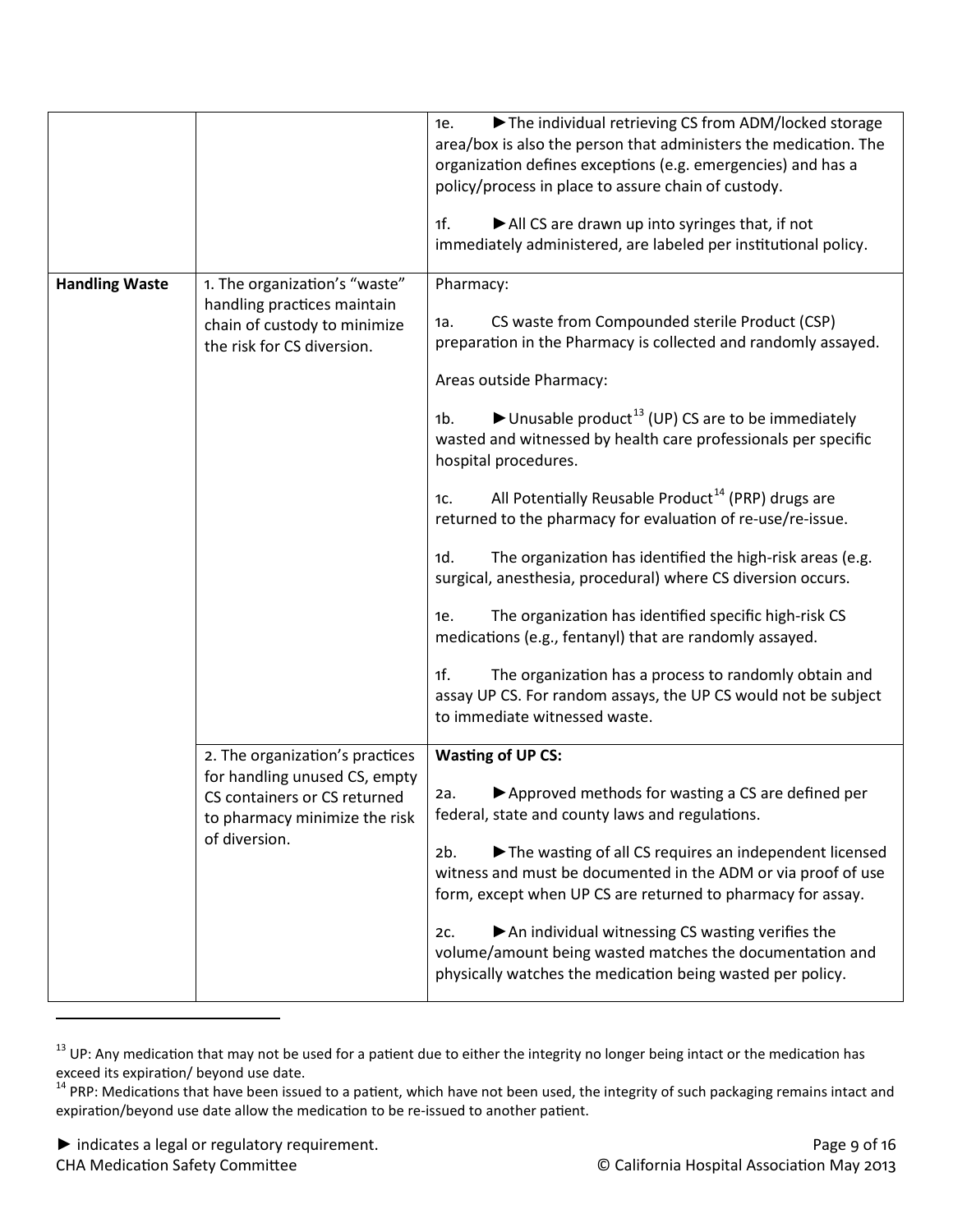| | | |
|---|---|---|
| | | 1e. ►The individual retrieving CS from ADM/locked storage area/box is also the person that administers the medication. The organization defines exceptions (e.g. emergencies) and has a policy/process in place to assure chain of custody.<br><br>1f. ►All CS are drawn up into syringes that, if not immediately administered, are labeled per institutional policy. |
| **Handling Waste** | 1. The organization's "waste" handling practices maintain chain of custody to minimize the risk for CS diversion. | Pharmacy:<br><br>1a. CS waste from Compounded sterile Product (CSP) preparation in the Pharmacy is collected and randomly assayed.<br><br>Areas outside Pharmacy:<br><br>1b. ►Unusable product[13] (UP) CS are to be immediately wasted and witnessed by health care professionals per specific hospital procedures.<br><br>1c. All Potentially Reusable Product[14] (PRP) drugs are returned to the pharmacy for evaluation of re-use/re-issue.<br><br>1d. The organization has identified the high-risk areas (e.g. surgical, anesthesia, procedural) where CS diversion occurs.<br><br>1e. The organization has identified specific high-risk CS medications (e.g., fentanyl) that are randomly assayed.<br><br>1f. The organization has a process to randomly obtain and assay UP CS. For random assays, the UP CS would not be subject to immediate witnessed waste. |
| | 2. The organization's practices for handling unused CS, empty CS containers or CS returned to pharmacy minimize the risk of diversion. | **Wasting of UP CS:**<br><br>2a. ►Approved methods for wasting a CS are defined per federal, state and county laws and regulations.<br><br>2b. ►The wasting of all CS requires an independent licensed witness and must be documented in the ADM or via proof of use form, except when UP CS are returned to pharmacy for assay.<br><br>2c. ►An individual witnessing CS wasting verifies the volume/amount being wasted matches the documentation and physically watches the medication being wasted per policy. |

[13] UP: Any medication that may not be used for a patient due to either the integrity no longer being intact or the medication has exceed its expiration/ beyond use date.

[14] PRP: Medications that have been issued to a patient, which have not been used, the integrity of such packaging remains intact and expiration/beyond use date allow the medication to be re-issued to another patient.

► indicates a legal or regulatory requirement.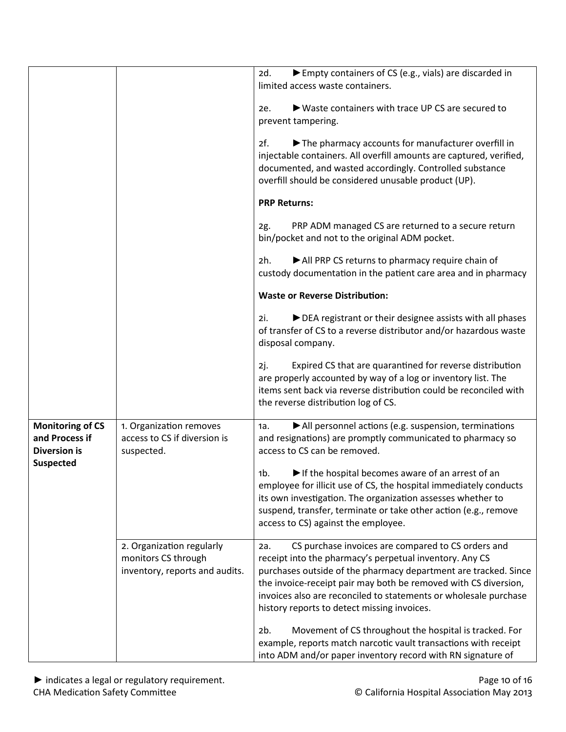| | | |
|---|---|---|
| | | 2d. ►Empty containers of CS (e.g., vials) are discarded in limited access waste containers.<br><br>2e. ►Waste containers with trace UP CS are secured to prevent tampering.<br><br>2f. ►The pharmacy accounts for manufacturer overfill in injectable containers. All overfill amounts are captured, verified, documented, and wasted accordingly. Controlled substance overfill should be considered unusable product (UP).<br><br>**PRP Returns:**<br><br>2g. PRP ADM managed CS are returned to a secure return bin/pocket and not to the original ADM pocket.<br><br>2h. ►All PRP CS returns to pharmacy require chain of custody documentation in the patient care area and in pharmacy<br><br>**Waste or Reverse Distribution:**<br><br>2i. ►DEA registrant or their designee assists with all phases of transfer of CS to a reverse distributor and/or hazardous waste disposal company.<br><br>2j. Expired CS that are quarantined for reverse distribution are properly accounted by way of a log or inventory list. The items sent back via reverse distribution could be reconciled with the reverse distribution log of CS. |
| **Monitoring of CS and Process if Diversion is Suspected** | 1. Organization removes access to CS if diversion is suspected. | 1a. ►All personnel actions (e.g. suspension, terminations and resignations) are promptly communicated to pharmacy so access to CS can be removed.<br><br>1b. ►If the hospital becomes aware of an arrest of an employee for illicit use of CS, the hospital immediately conducts its own investigation. The organization assesses whether to suspend, transfer, terminate or take other action (e.g., remove access to CS) against the employee. |
| | 2. Organization regularly monitors CS through inventory, reports and audits. | 2a. CS purchase invoices are compared to CS orders and receipt into the pharmacy's perpetual inventory. Any CS purchases outside of the pharmacy department are tracked. Since the invoice-receipt pair may both be removed with CS diversion, invoices also are reconciled to statements or wholesale purchase history reports to detect missing invoices.<br><br>2b. Movement of CS throughout the hospital is tracked. For example, reports match narcotic vault transactions with receipt into ADM and/or paper inventory record with RN signature of |

► indicates a legal or regulatory requirement.
CHA Medication Safety Committee

© California Hospital Association May 2013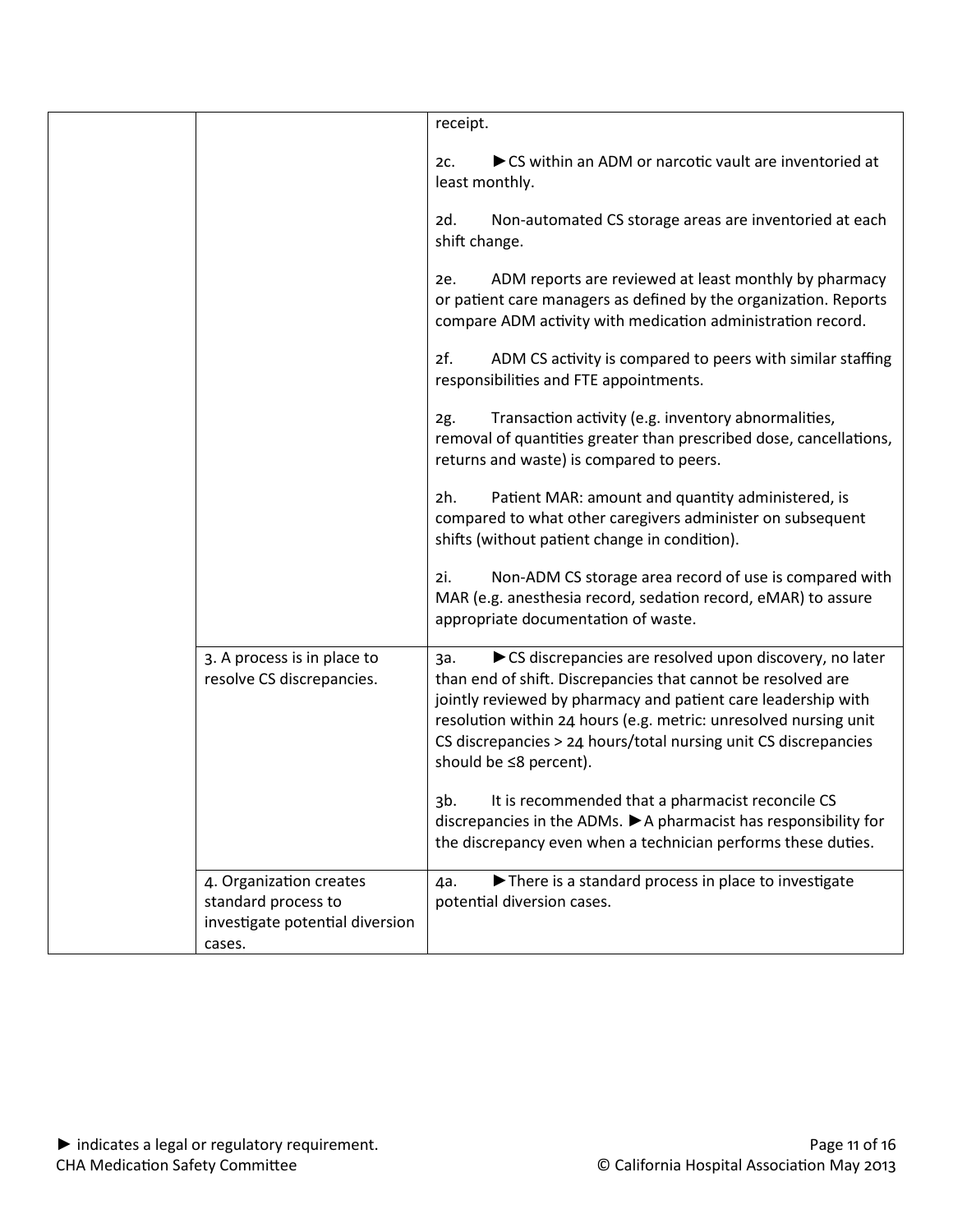| | | |
|---|---|---|
| | | receipt.<br><br>2c. ►CS within an ADM or narcotic vault are inventoried at least monthly.<br><br>2d. Non-automated CS storage areas are inventoried at each shift change.<br><br>2e. ADM reports are reviewed at least monthly by pharmacy or patient care managers as defined by the organization. Reports compare ADM activity with medication administration record.<br><br>2f. ADM CS activity is compared to peers with similar staffing responsibilities and FTE appointments.<br><br>2g. Transaction activity (e.g. inventory abnormalities, removal of quantities greater than prescribed dose, cancellations, returns and waste) is compared to peers.<br><br>2h. Patient MAR: amount and quantity administered, is compared to what other caregivers administer on subsequent shifts (without patient change in condition).<br><br>2i. Non-ADM CS storage area record of use is compared with MAR (e.g. anesthesia record, sedation record, eMAR) to assure appropriate documentation of waste. |
| | 3. A process is in place to resolve CS discrepancies. | 3a. ►CS discrepancies are resolved upon discovery, no later than end of shift. Discrepancies that cannot be resolved are jointly reviewed by pharmacy and patient care leadership with resolution within 24 hours (e.g. metric: unresolved nursing unit CS discrepancies > 24 hours/total nursing unit CS discrepancies should be ≤8 percent).<br><br>3b. It is recommended that a pharmacist reconcile CS discrepancies in the ADMs. ►A pharmacist has responsibility for the discrepancy even when a technician performs these duties. |
| | 4. Organization creates standard process to investigate potential diversion cases. | 4a. ►There is a standard process in place to investigate potential diversion cases. |

► indicates a legal or regulatory requirement.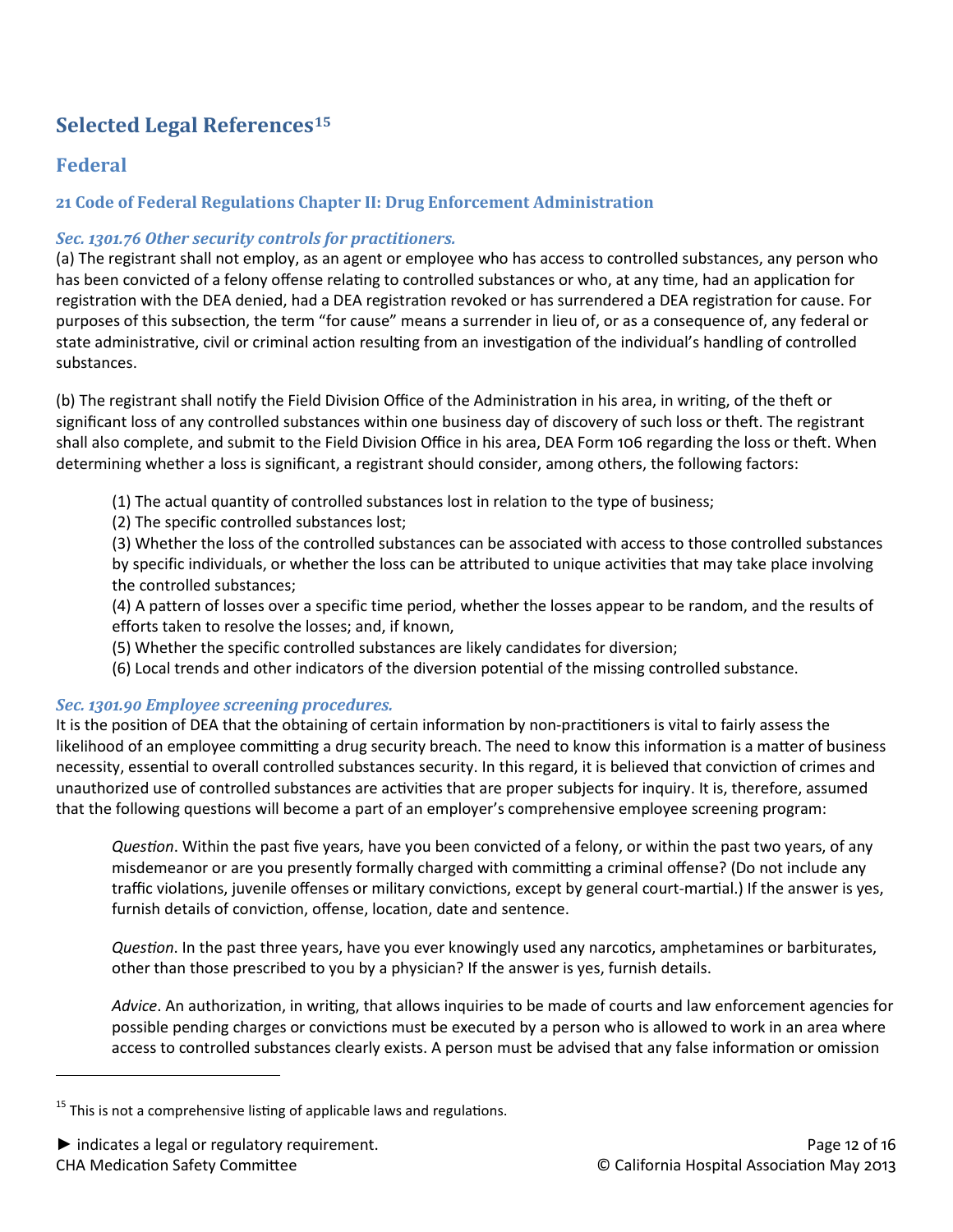## Selected Legal References[15]

### Federal

#### 21 Code of Federal Regulations Chapter II: Drug Enforcement Administration

##### *Sec. 1301.76 Other security controls for practitioners.*

(a) The registrant shall not employ, as an agent or employee who has access to controlled substances, any person who has been convicted of a felony offense relating to controlled substances or who, at any time, had an application for registration with the DEA denied, had a DEA registration revoked or has surrendered a DEA registration for cause. For purposes of this subsection, the term "for cause" means a surrender in lieu of, or as a consequence of, any federal or state administrative, civil or criminal action resulting from an investigation of the individual's handling of controlled substances.

(b) The registrant shall notify the Field Division Office of the Administration in his area, in writing, of the theft or significant loss of any controlled substances within one business day of discovery of such loss or theft. The registrant shall also complete, and submit to the Field Division Office in his area, DEA Form 106 regarding the loss or theft. When determining whether a loss is significant, a registrant should consider, among others, the following factors:

> (1) The actual quantity of controlled substances lost in relation to the type of business;
> (2) The specific controlled substances lost;
> (3) Whether the loss of the controlled substances can be associated with access to those controlled substances by specific individuals, or whether the loss can be attributed to unique activities that may take place involving the controlled substances;
> (4) A pattern of losses over a specific time period, whether the losses appear to be random, and the results of efforts taken to resolve the losses; and, if known,
> (5) Whether the specific controlled substances are likely candidates for diversion;
> (6) Local trends and other indicators of the diversion potential of the missing controlled substance.

##### *Sec. 1301.90 Employee screening procedures.*

It is the position of DEA that the obtaining of certain information by non-practitioners is vital to fairly assess the likelihood of an employee committing a drug security breach. The need to know this information is a matter of business necessity, essential to overall controlled substances security. In this regard, it is believed that conviction of crimes and unauthorized use of controlled substances are activities that are proper subjects for inquiry. It is, therefore, assumed that the following questions will become a part of an employer's comprehensive employee screening program:

> *Question*. Within the past five years, have you been convicted of a felony, or within the past two years, of any misdemeanor or are you presently formally charged with committing a criminal offense? (Do not include any traffic violations, juvenile offenses or military convictions, except by general court-martial.) If the answer is yes, furnish details of conviction, offense, location, date and sentence.
>
> *Question*. In the past three years, have you ever knowingly used any narcotics, amphetamines or barbiturates, other than those prescribed to you by a physician? If the answer is yes, furnish details.
>
> *Advice*. An authorization, in writing, that allows inquiries to be made of courts and law enforcement agencies for possible pending charges or convictions must be executed by a person who is allowed to work in an area where access to controlled substances clearly exists. A person must be advised that any false information or omission

[15] This is not a comprehensive listing of applicable laws and regulations.

► indicates a legal or regulatory requirement.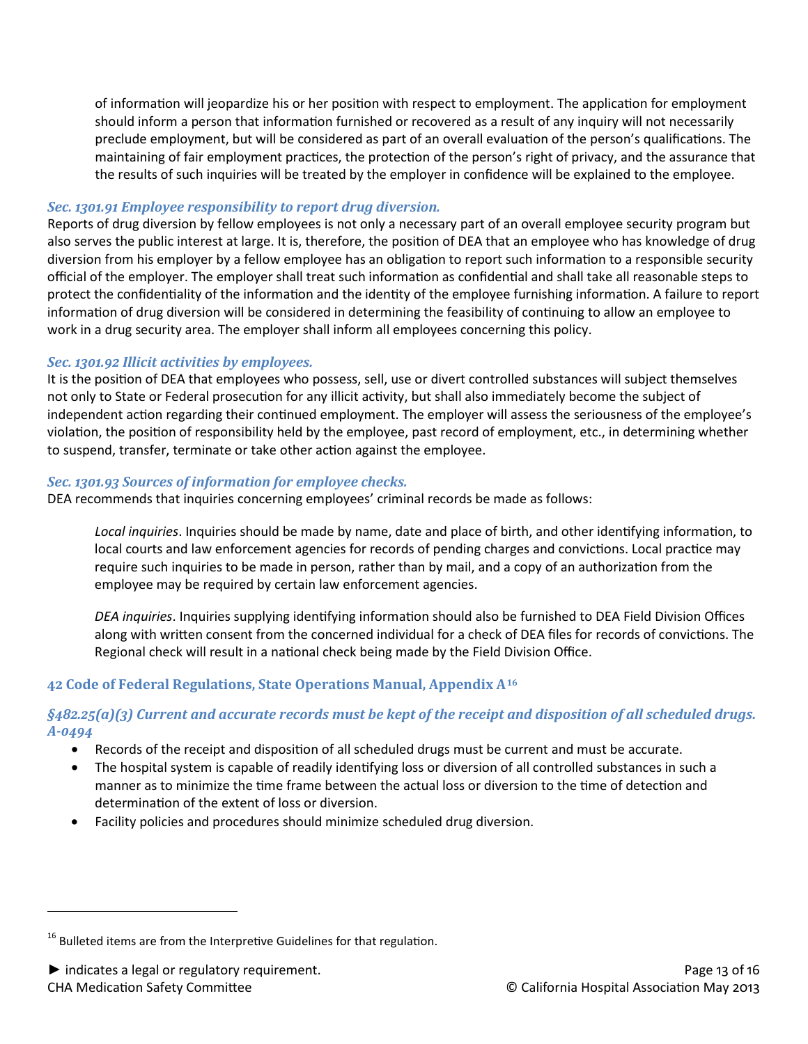of information will jeopardize his or her position with respect to employment. The application for employment should inform a person that information furnished or recovered as a result of any inquiry will not necessarily preclude employment, but will be considered as part of an overall evaluation of the person's qualifications. The maintaining of fair employment practices, the protection of the person's right of privacy, and the assurance that the results of such inquiries will be treated by the employer in confidence will be explained to the employee.

### *Sec. 1301.91 Employee responsibility to report drug diversion.*

Reports of drug diversion by fellow employees is not only a necessary part of an overall employee security program but also serves the public interest at large. It is, therefore, the position of DEA that an employee who has knowledge of drug diversion from his employer by a fellow employee has an obligation to report such information to a responsible security official of the employer. The employer shall treat such information as confidential and shall take all reasonable steps to protect the confidentiality of the information and the identity of the employee furnishing information. A failure to report information of drug diversion will be considered in determining the feasibility of continuing to allow an employee to work in a drug security area. The employer shall inform all employees concerning this policy.

### *Sec. 1301.92 Illicit activities by employees.*

It is the position of DEA that employees who possess, sell, use or divert controlled substances will subject themselves not only to State or Federal prosecution for any illicit activity, but shall also immediately become the subject of independent action regarding their continued employment. The employer will assess the seriousness of the employee's violation, the position of responsibility held by the employee, past record of employment, etc., in determining whether to suspend, transfer, terminate or take other action against the employee.

### *Sec. 1301.93 Sources of information for employee checks.*

DEA recommends that inquiries concerning employees' criminal records be made as follows:

*Local inquiries*. Inquiries should be made by name, date and place of birth, and other identifying information, to local courts and law enforcement agencies for records of pending charges and convictions. Local practice may require such inquiries to be made in person, rather than by mail, and a copy of an authorization from the employee may be required by certain law enforcement agencies.

*DEA inquiries*. Inquiries supplying identifying information should also be furnished to DEA Field Division Offices along with written consent from the concerned individual for a check of DEA files for records of convictions. The Regional check will result in a national check being made by the Field Division Office.

## 42 Code of Federal Regulations, State Operations Manual, Appendix A[16]

### *§482.25(a)(3) Current and accurate records must be kept of the receipt and disposition of all scheduled drugs. A-0494*

- Records of the receipt and disposition of all scheduled drugs must be current and must be accurate.
- The hospital system is capable of readily identifying loss or diversion of all controlled substances in such a manner as to minimize the time frame between the actual loss or diversion to the time of detection and determination of the extent of loss or diversion.
- Facility policies and procedures should minimize scheduled drug diversion.

[16] Bulleted items are from the Interpretive Guidelines for that regulation.

► indicates a legal or regulatory requirement.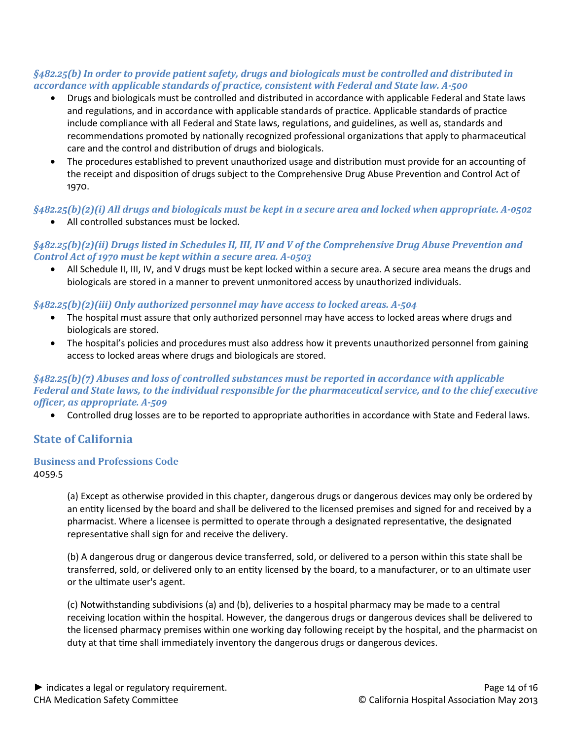***§482.25(b) In order to provide patient safety, drugs and biologicals must be controlled and distributed in accordance with applicable standards of practice, consistent with Federal and State law. A-500***

- Drugs and biologicals must be controlled and distributed in accordance with applicable Federal and State laws and regulations, and in accordance with applicable standards of practice. Applicable standards of practice include compliance with all Federal and State laws, regulations, and guidelines, as well as, standards and recommendations promoted by nationally recognized professional organizations that apply to pharmaceutical care and the control and distribution of drugs and biologicals.
- The procedures established to prevent unauthorized usage and distribution must provide for an accounting of the receipt and disposition of drugs subject to the Comprehensive Drug Abuse Prevention and Control Act of 1970.

***§482.25(b)(2)(i) All drugs and biologicals must be kept in a secure area and locked when appropriate. A-0502***

- All controlled substances must be locked.

***§482.25(b)(2)(ii) Drugs listed in Schedules II, III, IV and V of the Comprehensive Drug Abuse Prevention and Control Act of 1970 must be kept within a secure area. A-0503***

- All Schedule II, III, IV, and V drugs must be kept locked within a secure area. A secure area means the drugs and biologicals are stored in a manner to prevent unmonitored access by unauthorized individuals.

***§482.25(b)(2)(iii) Only authorized personnel may have access to locked areas. A-504***

- The hospital must assure that only authorized personnel may have access to locked areas where drugs and biologicals are stored.
- The hospital's policies and procedures must also address how it prevents unauthorized personnel from gaining access to locked areas where drugs and biologicals are stored.

***§482.25(b)(7) Abuses and loss of controlled substances must be reported in accordance with applicable Federal and State laws, to the individual responsible for the pharmaceutical service, and to the chief executive officer, as appropriate. A-509***

- Controlled drug losses are to be reported to appropriate authorities in accordance with State and Federal laws.

## State of California

### Business and Professions Code

4059.5

> (a) Except as otherwise provided in this chapter, dangerous drugs or dangerous devices may only be ordered by an entity licensed by the board and shall be delivered to the licensed premises and signed for and received by a pharmacist. Where a licensee is permitted to operate through a designated representative, the designated representative shall sign for and receive the delivery.
>
> (b) A dangerous drug or dangerous device transferred, sold, or delivered to a person within this state shall be transferred, sold, or delivered only to an entity licensed by the board, to a manufacturer, or to an ultimate user or the ultimate user's agent.
>
> (c) Notwithstanding subdivisions (a) and (b), deliveries to a hospital pharmacy may be made to a central receiving location within the hospital. However, the dangerous drugs or dangerous devices shall be delivered to the licensed pharmacy premises within one working day following receipt by the hospital, and the pharmacist on duty at that time shall immediately inventory the dangerous drugs or dangerous devices.

► indicates a legal or regulatory requirement.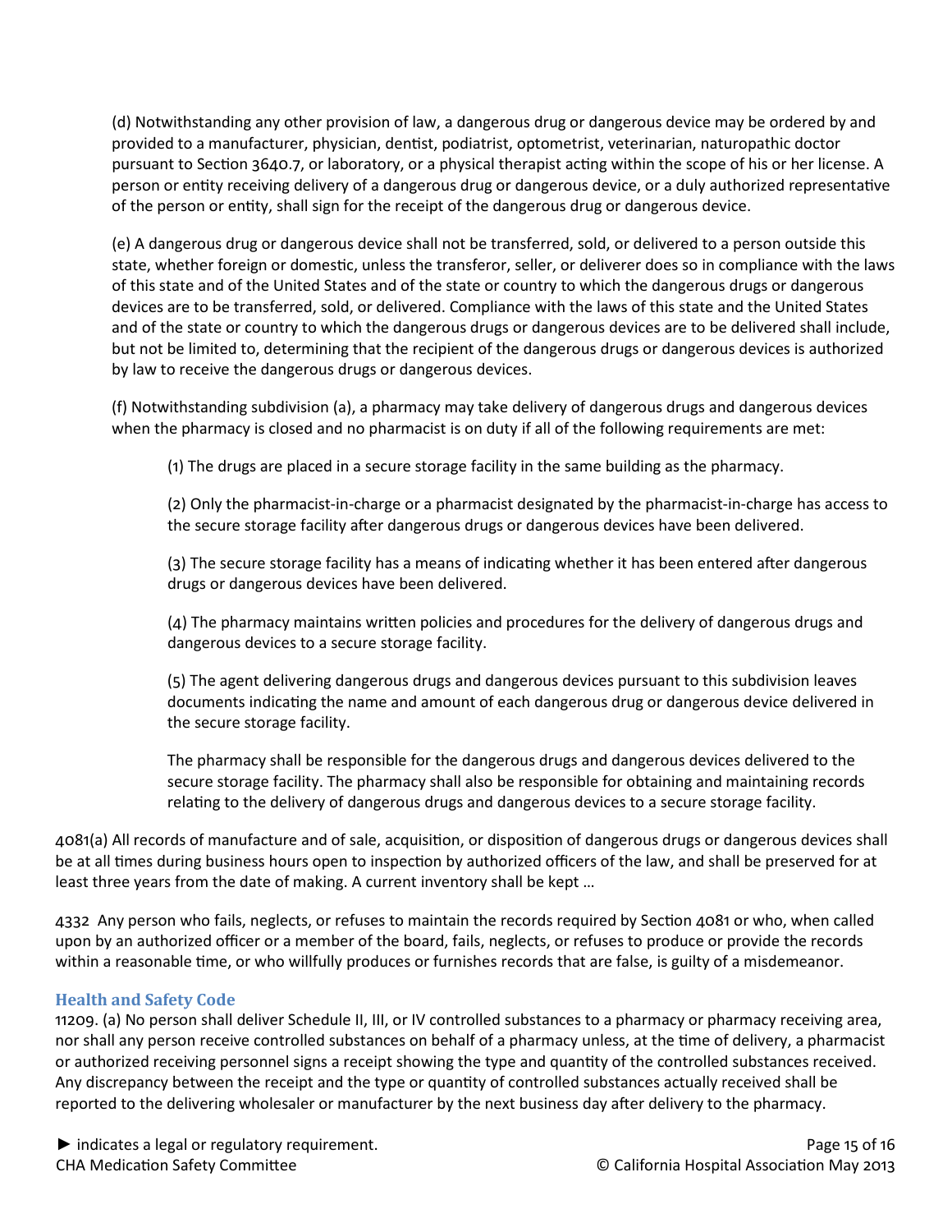(d) Notwithstanding any other provision of law, a dangerous drug or dangerous device may be ordered by and provided to a manufacturer, physician, dentist, podiatrist, optometrist, veterinarian, naturopathic doctor pursuant to Section 3640.7, or laboratory, or a physical therapist acting within the scope of his or her license. A person or entity receiving delivery of a dangerous drug or dangerous device, or a duly authorized representative of the person or entity, shall sign for the receipt of the dangerous drug or dangerous device.

(e) A dangerous drug or dangerous device shall not be transferred, sold, or delivered to a person outside this state, whether foreign or domestic, unless the transferor, seller, or deliverer does so in compliance with the laws of this state and of the United States and of the state or country to which the dangerous drugs or dangerous devices are to be transferred, sold, or delivered. Compliance with the laws of this state and the United States and of the state or country to which the dangerous drugs or dangerous devices are to be delivered shall include, but not be limited to, determining that the recipient of the dangerous drugs or dangerous devices is authorized by law to receive the dangerous drugs or dangerous devices.

(f) Notwithstanding subdivision (a), a pharmacy may take delivery of dangerous drugs and dangerous devices when the pharmacy is closed and no pharmacist is on duty if all of the following requirements are met:

(1) The drugs are placed in a secure storage facility in the same building as the pharmacy.

(2) Only the pharmacist-in-charge or a pharmacist designated by the pharmacist-in-charge has access to the secure storage facility after dangerous drugs or dangerous devices have been delivered.

(3) The secure storage facility has a means of indicating whether it has been entered after dangerous drugs or dangerous devices have been delivered.

(4) The pharmacy maintains written policies and procedures for the delivery of dangerous drugs and dangerous devices to a secure storage facility.

(5) The agent delivering dangerous drugs and dangerous devices pursuant to this subdivision leaves documents indicating the name and amount of each dangerous drug or dangerous device delivered in the secure storage facility.

The pharmacy shall be responsible for the dangerous drugs and dangerous devices delivered to the secure storage facility. The pharmacy shall also be responsible for obtaining and maintaining records relating to the delivery of dangerous drugs and dangerous devices to a secure storage facility.

4081(a) All records of manufacture and of sale, acquisition, or disposition of dangerous drugs or dangerous devices shall be at all times during business hours open to inspection by authorized officers of the law, and shall be preserved for at least three years from the date of making. A current inventory shall be kept …

4332 Any person who fails, neglects, or refuses to maintain the records required by Section 4081 or who, when called upon by an authorized officer or a member of the board, fails, neglects, or refuses to produce or provide the records within a reasonable time, or who willfully produces or furnishes records that are false, is guilty of a misdemeanor.

### Health and Safety Code

11209. (a) No person shall deliver Schedule II, III, or IV controlled substances to a pharmacy or pharmacy receiving area, nor shall any person receive controlled substances on behalf of a pharmacy unless, at the time of delivery, a pharmacist or authorized receiving personnel signs a receipt showing the type and quantity of the controlled substances received. Any discrepancy between the receipt and the type or quantity of controlled substances actually received shall be reported to the delivering wholesaler or manufacturer by the next business day after delivery to the pharmacy.

► indicates a legal or regulatory requirement.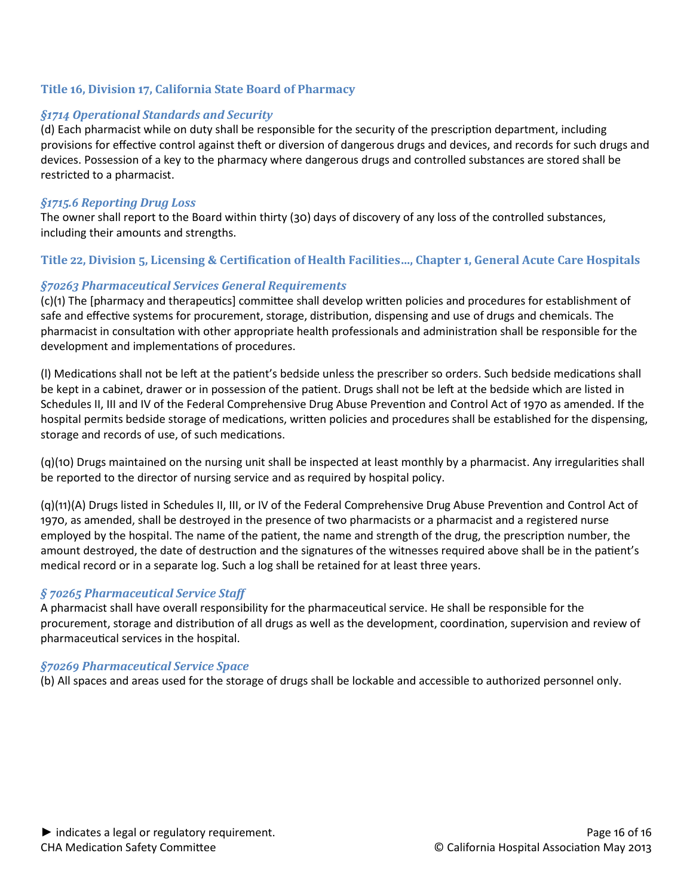## Title 16, Division 17, California State Board of Pharmacy

### *§1714 Operational Standards and Security*

(d) Each pharmacist while on duty shall be responsible for the security of the prescription department, including provisions for effective control against theft or diversion of dangerous drugs and devices, and records for such drugs and devices. Possession of a key to the pharmacy where dangerous drugs and controlled substances are stored shall be restricted to a pharmacist.

### *§1715.6 Reporting Drug Loss*

The owner shall report to the Board within thirty (30) days of discovery of any loss of the controlled substances, including their amounts and strengths.

## Title 22, Division 5, Licensing & Certification of Health Facilities…, Chapter 1, General Acute Care Hospitals

### *§70263 Pharmaceutical Services General Requirements*

(c)(1) The [pharmacy and therapeutics] committee shall develop written policies and procedures for establishment of safe and effective systems for procurement, storage, distribution, dispensing and use of drugs and chemicals. The pharmacist in consultation with other appropriate health professionals and administration shall be responsible for the development and implementations of procedures.

(l) Medications shall not be left at the patient's bedside unless the prescriber so orders. Such bedside medications shall be kept in a cabinet, drawer or in possession of the patient. Drugs shall not be left at the bedside which are listed in Schedules II, III and IV of the Federal Comprehensive Drug Abuse Prevention and Control Act of 1970 as amended. If the hospital permits bedside storage of medications, written policies and procedures shall be established for the dispensing, storage and records of use, of such medications.

(q)(10) Drugs maintained on the nursing unit shall be inspected at least monthly by a pharmacist. Any irregularities shall be reported to the director of nursing service and as required by hospital policy.

(q)(11)(A) Drugs listed in Schedules II, III, or IV of the Federal Comprehensive Drug Abuse Prevention and Control Act of 1970, as amended, shall be destroyed in the presence of two pharmacists or a pharmacist and a registered nurse employed by the hospital. The name of the patient, the name and strength of the drug, the prescription number, the amount destroyed, the date of destruction and the signatures of the witnesses required above shall be in the patient's medical record or in a separate log. Such a log shall be retained for at least three years.

### *§ 70265 Pharmaceutical Service Staff*

A pharmacist shall have overall responsibility for the pharmaceutical service. He shall be responsible for the procurement, storage and distribution of all drugs as well as the development, coordination, supervision and review of pharmaceutical services in the hospital.

### *§70269 Pharmaceutical Service Space*

(b) All spaces and areas used for the storage of drugs shall be lockable and accessible to authorized personnel only.